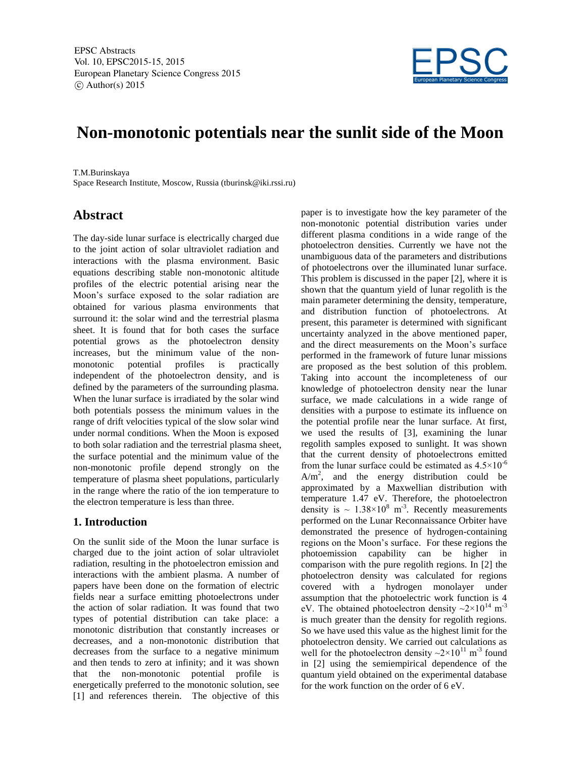# Non-monotonic potentials near the sunlit side of the Moon

T.M.Burinskaya
Space Research Institute, Moscow, Russia (tburinsk@iki.rssi.ru)

## Abstract

The day-side lunar surface is electrically charged due to the joint action of solar ultraviolet radiation and interactions with the plasma environment. Basic equations describing stable non-monotonic altitude profiles of the electric potential arising near the Moon's surface exposed to the solar radiation are obtained for various plasma environments that surround it: the solar wind and the terrestrial plasma sheet. It is found that for both cases the surface potential grows as the photoelectron density increases, but the minimum value of the non-monotonic potential profiles is practically independent of the photoelectron density, and is defined by the parameters of the surrounding plasma. When the lunar surface is irradiated by the solar wind both potentials possess the minimum values in the range of drift velocities typical of the slow solar wind under normal conditions. When the Moon is exposed to both solar radiation and the terrestrial plasma sheet, the surface potential and the minimum value of the non-monotonic profile depend strongly on the temperature of plasma sheet populations, particularly in the range where the ratio of the ion temperature to the electron temperature is less than three.

## 1. Introduction

On the sunlit side of the Moon the lunar surface is charged due to the joint action of solar ultraviolet radiation, resulting in the photoelectron emission and interactions with the ambient plasma. A number of papers have been done on the formation of electric fields near a surface emitting photoelectrons under the action of solar radiation. It was found that two types of potential distribution can take place: a monotonic distribution that constantly increases or decreases, and a non-monotonic distribution that decreases from the surface to a negative minimum and then tends to zero at infinity; and it was shown that the non-monotonic potential profile is energetically preferred to the monotonic solution, see [1] and references therein. The objective of this paper is to investigate how the key parameter of the non-monotonic potential distribution varies under different plasma conditions in a wide range of the photoelectron densities. Currently we have not the unambiguous data of the parameters and distributions of photoelectrons over the illuminated lunar surface. This problem is discussed in the paper [2], where it is shown that the quantum yield of lunar regolith is the main parameter determining the density, temperature, and distribution function of photoelectrons. At present, this parameter is determined with significant uncertainty analyzed in the above mentioned paper, and the direct measurements on the Moon's surface performed in the framework of future lunar missions are proposed as the best solution of this problem. Taking into account the incompleteness of our knowledge of photoelectron density near the lunar surface, we made calculations in a wide range of densities with a purpose to estimate its influence on the potential profile near the lunar surface. At first, we used the results of [3], examining the lunar regolith samples exposed to sunlight. It was shown that the current density of photoelectrons emitted from the lunar surface could be estimated as $4.5\times10^{-6}$ $A/m^2$, and the energy distribution could be approximated by a Maxwellian distribution with temperature 1.47 eV. Therefore, the photoelectron density is $\sim 1.38\times10^{8}$ $m^{-3}$. Recently measurements performed on the Lunar Reconnaissance Orbiter have demonstrated the presence of hydrogen-containing regions on the Moon's surface. For these regions the photoemission capability can be higher in comparison with the pure regolith regions. In [2] the photoelectron density was calculated for regions covered with a hydrogen monolayer under assumption that the photoelectric work function is 4 eV. The obtained photoelectron density $\sim2\times10^{14}$ $m^{-3}$ is much greater than the density for regolith regions. So we have used this value as the highest limit for the photoelectron density. We carried out calculations as well for the photoelectron density $\sim2\times10^{11}$ $m^{-3}$ found in [2] using the semiempirical dependence of the quantum yield obtained on the experimental database for the work function on the order of 6 eV.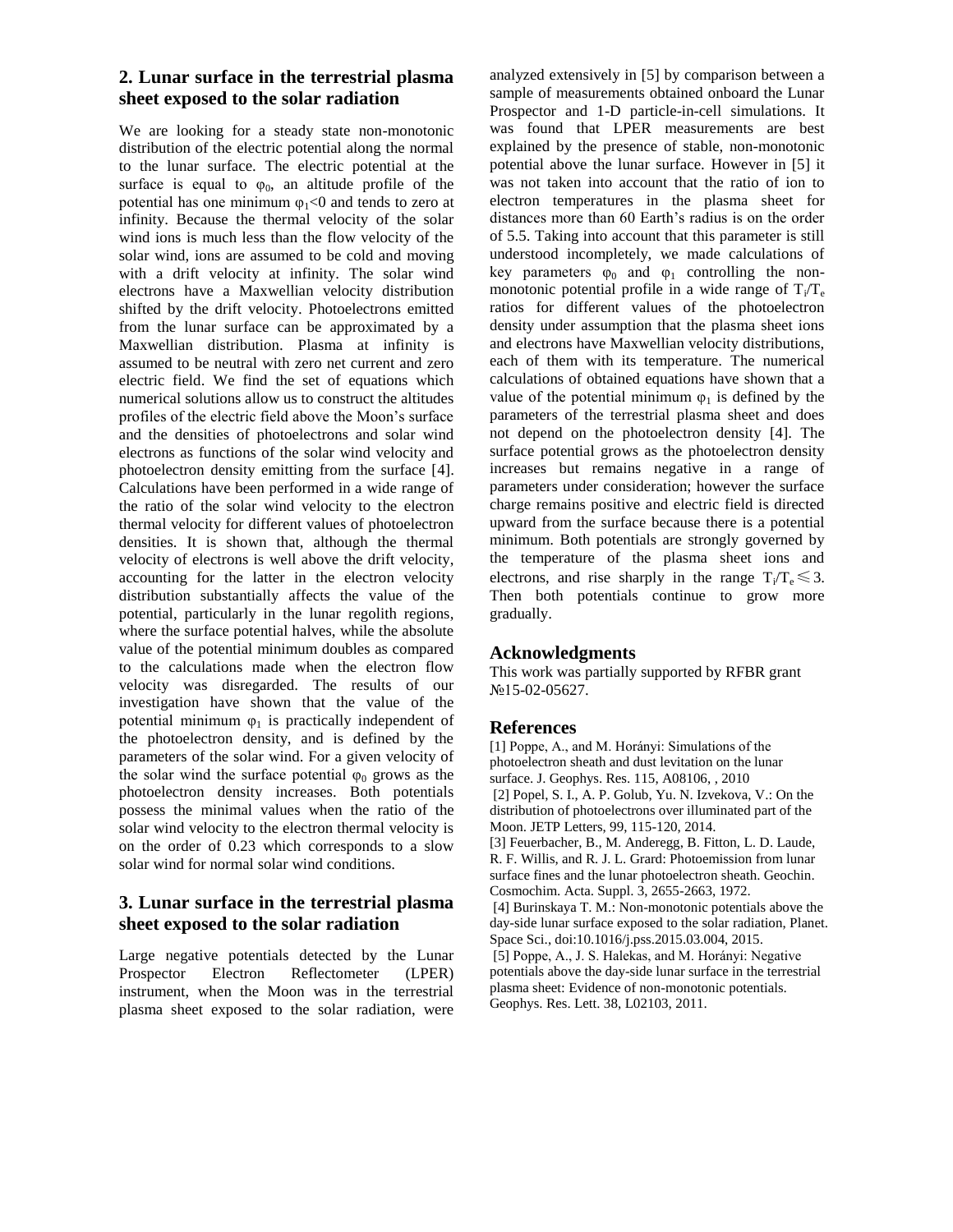## 2. Lunar surface in the terrestrial plasma sheet exposed to the solar radiation

We are looking for a steady state non-monotonic distribution of the electric potential along the normal to the lunar surface. The electric potential at the surface is equal to $\varphi_0$, an altitude profile of the potential has one minimum $\varphi_1<0$ and tends to zero at infinity. Because the thermal velocity of the solar wind ions is much less than the flow velocity of the solar wind, ions are assumed to be cold and moving with a drift velocity at infinity. The solar wind electrons have a Maxwellian velocity distribution shifted by the drift velocity. Photoelectrons emitted from the lunar surface can be approximated by a Maxwellian distribution. Plasma at infinity is assumed to be neutral with zero net current and zero electric field. We find the set of equations which numerical solutions allow us to construct the altitudes profiles of the electric field above the Moon's surface and the densities of photoelectrons and solar wind electrons as functions of the solar wind velocity and photoelectron density emitting from the surface [4]. Calculations have been performed in a wide range of the ratio of the solar wind velocity to the electron thermal velocity for different values of photoelectron densities. It is shown that, although the thermal velocity of electrons is well above the drift velocity, accounting for the latter in the electron velocity distribution substantially affects the value of the potential, particularly in the lunar regolith regions, where the surface potential halves, while the absolute value of the potential minimum doubles as compared to the calculations made when the electron flow velocity was disregarded. The results of our investigation have shown that the value of the potential minimum $\varphi_1$ is practically independent of the photoelectron density, and is defined by the parameters of the solar wind. For a given velocity of the solar wind the surface potential $\varphi_0$ grows as the photoelectron density increases. Both potentials possess the minimal values when the ratio of the solar wind velocity to the electron thermal velocity is on the order of 0.23 which corresponds to a slow solar wind for normal solar wind conditions.

## 3. Lunar surface in the terrestrial plasma sheet exposed to the solar radiation

Large negative potentials detected by the Lunar Prospector Electron Reflectometer (LPER) instrument, when the Moon was in the terrestrial plasma sheet exposed to the solar radiation, were analyzed extensively in [5] by comparison between a sample of measurements obtained onboard the Lunar Prospector and 1-D particle-in-cell simulations. It was found that LPER measurements are best explained by the presence of stable, non-monotonic potential above the lunar surface. However in [5] it was not taken into account that the ratio of ion to electron temperatures in the plasma sheet for distances more than 60 Earth's radius is on the order of 5.5. Taking into account that this parameter is still understood incompletely, we made calculations of key parameters $\varphi_0$ and $\varphi_1$ controlling the non-monotonic potential profile in a wide range of $T_i/T_e$ ratios for different values of the photoelectron density under assumption that the plasma sheet ions and electrons have Maxwellian velocity distributions, each of them with its temperature. The numerical calculations of obtained equations have shown that a value of the potential minimum $\varphi_1$ is defined by the parameters of the terrestrial plasma sheet and does not depend on the photoelectron density [4]. The surface potential grows as the photoelectron density increases but remains negative in a range of parameters under consideration; however the surface charge remains positive and electric field is directed upward from the surface because there is a potential minimum. Both potentials are strongly governed by the temperature of the plasma sheet ions and electrons, and rise sharply in the range $T_i/T_e \leqslant 3$. Then both potentials continue to grow more gradually.

## Acknowledgments

This work was partially supported by RFBR grant №15-02-05627.

## References

[1] Poppe, A., and M. Horányi: Simulations of the photoelectron sheath and dust levitation on the lunar surface. J. Geophys. Res. 115, A08106, , 2010

[2] Popel, S. I., A. P. Golub, Yu. N. Izvekova, V.: On the distribution of photoelectrons over illuminated part of the Moon. JETP Letters, 99, 115-120, 2014.

[3] Feuerbacher, B., M. Anderegg, B. Fitton, L. D. Laude, R. F. Willis, and R. J. L. Grard: Photoemission from lunar surface fines and the lunar photoelectron sheath. Geochin. Cosmochim. Acta. Suppl. 3, 2655-2663, 1972.

[4] Burinskaya T. M.: Non-monotonic potentials above the day-side lunar surface exposed to the solar radiation, Planet. Space Sci., doi:10.1016/j.pss.2015.03.004, 2015.

[5] Poppe, A., J. S. Halekas, and M. Horányi: Negative potentials above the day-side lunar surface in the terrestrial plasma sheet: Evidence of non-monotonic potentials. Geophys. Res. Lett. 38, L02103, 2011.